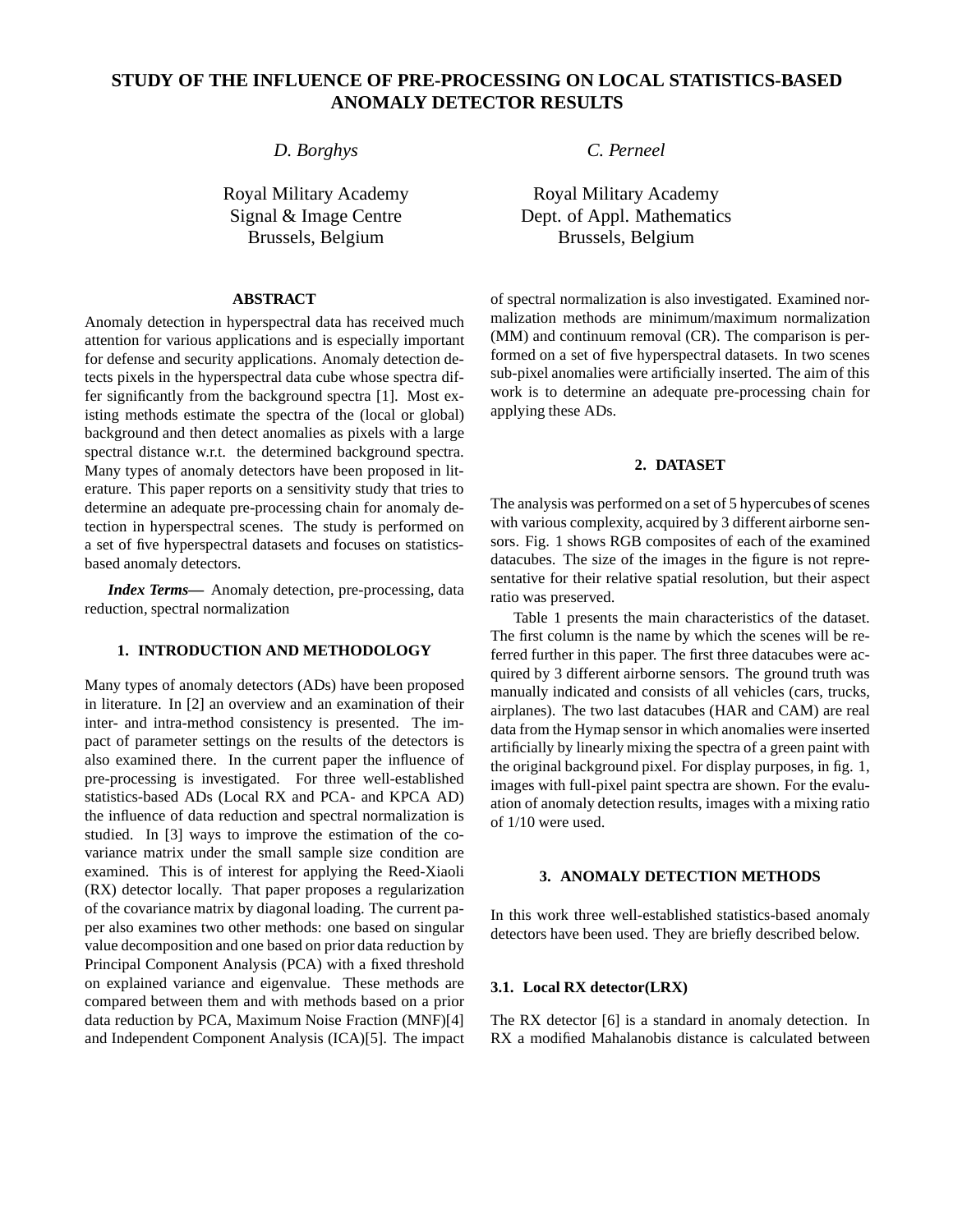# STUDY OF THE INFLUENCE OF PRE-PROCESSING ON LOCAL STATISTICS-BASED ANOMALY DETECTOR RESULTS

*D. Borghys*

Royal Military Academy
Signal & Image Centre
Brussels, Belgium

*C. Perneel*

Royal Military Academy
Dept. of Appl. Mathematics
Brussels, Belgium

## ABSTRACT

Anomaly detection in hyperspectral data has received much attention for various applications and is especially important for defense and security applications. Anomaly detection detects pixels in the hyperspectral data cube whose spectra differ significantly from the background spectra [1]. Most existing methods estimate the spectra of the (local or global) background and then detect anomalies as pixels with a large spectral distance w.r.t. the determined background spectra. Many types of anomaly detectors have been proposed in literature. This paper reports on a sensitivity study that tries to determine an adequate pre-processing chain for anomaly detection in hyperspectral scenes. The study is performed on a set of five hyperspectral datasets and focuses on statistics-based anomaly detectors.

***Index Terms*****—** Anomaly detection, pre-processing, data reduction, spectral normalization

## 1. INTRODUCTION AND METHODOLOGY

Many types of anomaly detectors (ADs) have been proposed in literature. In [2] an overview and an examination of their inter- and intra-method consistency is presented. The impact of parameter settings on the results of the detectors is also examined there. In the current paper the influence of pre-processing is investigated. For three well-established statistics-based ADs (Local RX and PCA- and KPCA AD) the influence of data reduction and spectral normalization is studied. In [3] ways to improve the estimation of the covariance matrix under the small sample size condition are examined. This is of interest for applying the Reed-Xiaoli (RX) detector locally. That paper proposes a regularization of the covariance matrix by diagonal loading. The current paper also examines two other methods: one based on singular value decomposition and one based on prior data reduction by Principal Component Analysis (PCA) with a fixed threshold on explained variance and eigenvalue. These methods are compared between them and with methods based on a prior data reduction by PCA, Maximum Noise Fraction (MNF)[4] and Independent Component Analysis (ICA)[5]. The impact of spectral normalization is also investigated. Examined normalization methods are minimum/maximum normalization (MM) and continuum removal (CR). The comparison is performed on a set of five hyperspectral datasets. In two scenes sub-pixel anomalies were artificially inserted. The aim of this work is to determine an adequate pre-processing chain for applying these ADs.

## 2. DATASET

The analysis was performed on a set of 5 hypercubes of scenes with various complexity, acquired by 3 different airborne sensors. Fig. 1 shows RGB composites of each of the examined datacubes. The size of the images in the figure is not representative for their relative spatial resolution, but their aspect ratio was preserved.

Table 1 presents the main characteristics of the dataset. The first column is the name by which the scenes will be referred further in this paper. The first three datacubes were acquired by 3 different airborne sensors. The ground truth was manually indicated and consists of all vehicles (cars, trucks, airplanes). The two last datacubes (HAR and CAM) are real data from the Hymap sensor in which anomalies were inserted artificially by linearly mixing the spectra of a green paint with the original background pixel. For display purposes, in fig. 1, images with full-pixel paint spectra are shown. For the evaluation of anomaly detection results, images with a mixing ratio of 1/10 were used.

## 3. ANOMALY DETECTION METHODS

In this work three well-established statistics-based anomaly detectors have been used. They are briefly described below.

### 3.1. Local RX detector(LRX)

The RX detector [6] is a standard in anomaly detection. In RX a modified Mahalanobis distance is calculated between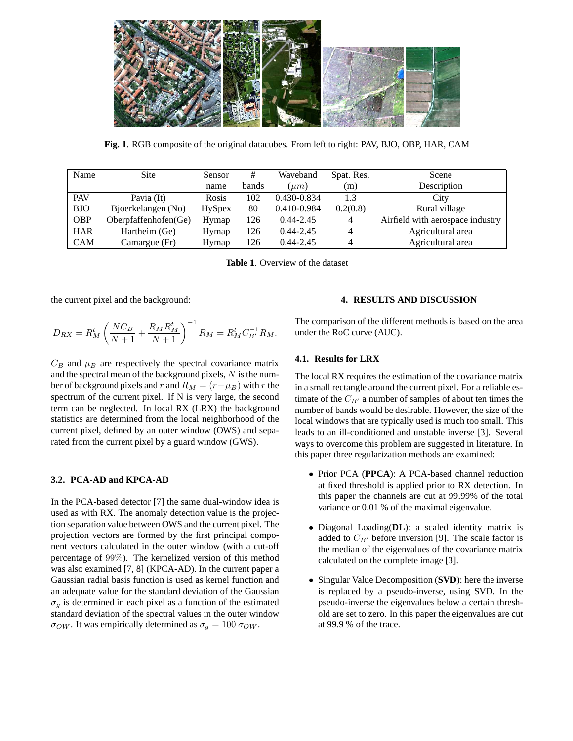**Fig. 1**. RGB composite of the original datacubes. From left to right: PAV, BJO, OBP, HAR, CAM

| Name | Site | Sensor name | # bands | Waveband ($\mu m$) | Spat. Res. (m) | Scene Description |
|---|---|---|---|---|---|---|
| PAV | Pavia (It) | Rosis | 102 | 0.430-0.834 | 1.3 | City |
| BJO | Bjoerkelangen (No) | HySpex | 80 | 0.410-0.984 | 0.2(0.8) | Rural village |
| OBP | Oberpfaffenhofen(Ge) | Hymap | 126 | 0.44-2.45 | 4 | Airfield with aerospace industry |
| HAR | Hartheim (Ge) | Hymap | 126 | 0.44-2.45 | 4 | Agricultural area |
| CAM | Camargue (Fr) | Hymap | 126 | 0.44-2.45 | 4 | Agricultural area |

**Table 1**. Overview of the dataset

the current pixel and the background:

$$D_{RX} = R_M^t \left( \frac{NC_B}{N+1} + \frac{R_M R_M^t}{N+1} \right)^{-1} R_M = R_M^t C_{B'}^{-1} R_M.$$

$C_B$ and $\mu_B$ are respectively the spectral covariance matrix and the spectral mean of the background pixels, $N$ is the number of background pixels and $r$ and $R_M = (r - \mu_B)$ with $r$ the spectrum of the current pixel. If N is very large, the second term can be neglected. In local RX (LRX) the background statistics are determined from the local neighborhood of the current pixel, defined by an outer window (OWS) and separated from the current pixel by a guard window (GWS).

### 3.2. PCA-AD and KPCA-AD

In the PCA-based detector [7] the same dual-window idea is used as with RX. The anomaly detection value is the projection separation value between OWS and the current pixel. The projection vectors are formed by the first principal component vectors calculated in the outer window (with a cut-off percentage of $99\%$). The kernelized version of this method was also examined [7, 8] (KPCA-AD). In the current paper a Gaussian radial basis function is used as kernel function and an adequate value for the standard deviation of the Gaussian $\sigma_g$ is determined in each pixel as a function of the estimated standard deviation of the spectral values in the outer window $\sigma_{OW}$. It was empirically determined as $\sigma_g = 100\,\sigma_{OW}$.

## 4. RESULTS AND DISCUSSION

The comparison of the different methods is based on the area under the RoC curve (AUC).

### 4.1. Results for LRX

The local RX requires the estimation of the covariance matrix in a small rectangle around the current pixel. For a reliable estimate of the $C_{B'}$ a number of samples of about ten times the number of bands would be desirable. However, the size of the local windows that are typically used is much too small. This leads to an ill-conditioned and unstable inverse [3]. Several ways to overcome this problem are suggested in literature. In this paper three regularization methods are examined:

- Prior PCA (**PPCA**): A PCA-based channel reduction at fixed threshold is applied prior to RX detection. In this paper the channels are cut at 99.99% of the total variance or 0.01 % of the maximal eigenvalue.
- Diagonal Loading(**DL**): a scaled identity matrix is added to $C_{B'}$ before inversion [9]. The scale factor is the median of the eigenvalues of the covariance matrix calculated on the complete image [3].
- Singular Value Decomposition (**SVD**): here the inverse is replaced by a pseudo-inverse, using SVD. In the pseudo-inverse the eigenvalues below a certain threshold are set to zero. In this paper the eigenvalues are cut at 99.9 % of the trace.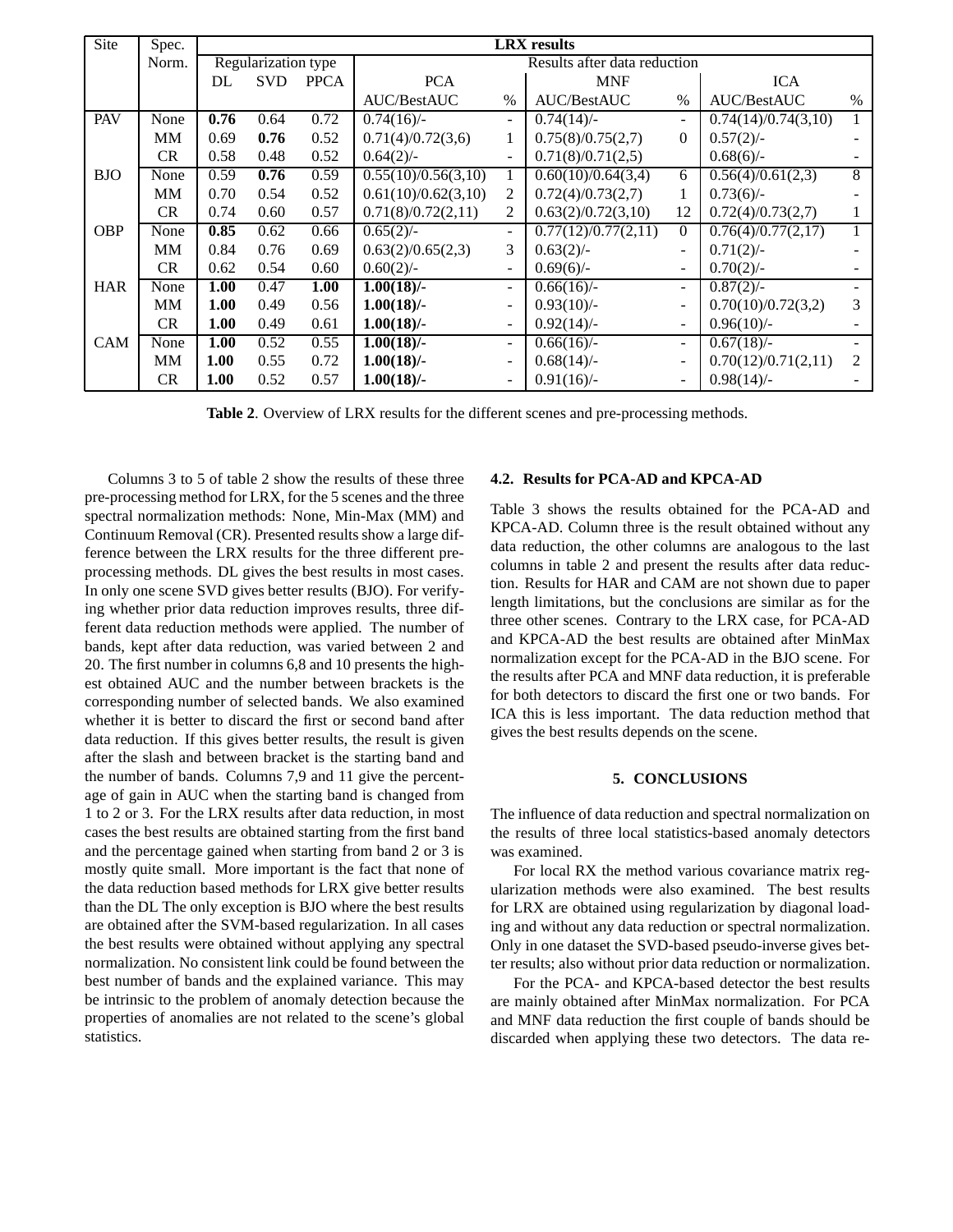| Site | Spec. | LRX results | | | | | | | | |
|---|---|---|---|---|---|---|---|---|---|---|
| | Norm. | Regularization type | | | Results after data reduction | | | | | |
| | | DL | SVD | PPCA | PCA | | MNF | | ICA | |
| | | | | | AUC/BestAUC | % | AUC/BestAUC | % | AUC/BestAUC | % |
| PAV | None | **0.76** | 0.64 | 0.72 | 0.74(16)/- | - | 0.74(14)/- | - | 0.74(14)/0.74(3,10) | 1 |
| | MM | 0.69 | **0.76** | 0.52 | 0.71(4)/0.72(3,6) | 1 | 0.75(8)/0.75(2,7) | 0 | 0.57(2)/- | - |
| | CR | 0.58 | 0.48 | 0.52 | 0.64(2)/- | - | 0.71(8)/0.71(2,5) | | 0.68(6)/- | - |
| BJO | None | 0.59 | **0.76** | 0.59 | 0.55(10)/0.56(3,10) | 1 | 0.60(10)/0.64(3,4) | 6 | 0.56(4)/0.61(2,3) | 8 |
| | MM | 0.70 | 0.54 | 0.52 | 0.61(10)/0.62(3,10) | 2 | 0.72(4)/0.73(2,7) | 1 | 0.73(6)/- | - |
| | CR | 0.74 | 0.60 | 0.57 | 0.71(8)/0.72(2,11) | 2 | 0.63(2)/0.72(3,10) | 12 | 0.72(4)/0.73(2,7) | 1 |
| OBP | None | **0.85** | 0.62 | 0.66 | 0.65(2)/- | - | 0.77(12)/0.77(2,11) | 0 | 0.76(4)/0.77(2,17) | 1 |
| | MM | 0.84 | 0.76 | 0.69 | 0.63(2)/0.65(2,3) | 3 | 0.63(2)/- | - | 0.71(2)/- | - |
| | CR | 0.62 | 0.54 | 0.60 | 0.60(2)/- | - | 0.69(6)/- | - | 0.70(2)/- | - |
| HAR | None | **1.00** | 0.47 | **1.00** | **1.00(18)/-** | - | 0.66(16)/- | - | 0.87(2)/- | - |
| | MM | **1.00** | 0.49 | 0.56 | **1.00(18)/-** | - | 0.93(10)/- | - | 0.70(10)/0.72(3,2) | 3 |
| | CR | **1.00** | 0.49 | 0.61 | **1.00(18)/-** | - | 0.92(14)/- | - | 0.96(10)/- | - |
| CAM | None | **1.00** | 0.52 | 0.55 | **1.00(18)/-** | - | 0.66(16)/- | - | 0.67(18)/- | - |
| | MM | **1.00** | 0.55 | 0.72 | **1.00(18)/-** | - | 0.68(14)/- | - | 0.70(12)/0.71(2,11) | 2 |
| | CR | **1.00** | 0.52 | 0.57 | **1.00(18)/-** | - | 0.91(16)/- | - | 0.98(14)/- | - |

**Table 2**. Overview of LRX results for the different scenes and pre-processing methods.

Columns 3 to 5 of table 2 show the results of these three pre-processing method for LRX, for the 5 scenes and the three spectral normalization methods: None, Min-Max (MM) and Continuum Removal (CR). Presented results show a large difference between the LRX results for the three different pre-processing methods. DL gives the best results in most cases. In only one scene SVD gives better results (BJO). For verifying whether prior data reduction improves results, three different data reduction methods were applied. The number of bands, kept after data reduction, was varied between 2 and 20. The first number in columns 6,8 and 10 presents the highest obtained AUC and the number between brackets is the corresponding number of selected bands. We also examined whether it is better to discard the first or second band after data reduction. If this gives better results, the result is given after the slash and between bracket is the starting band and the number of bands. Columns 7,9 and 11 give the percentage of gain in AUC when the starting band is changed from 1 to 2 or 3. For the LRX results after data reduction, in most cases the best results are obtained starting from the first band and the percentage gained when starting from band 2 or 3 is mostly quite small. More important is the fact that none of the data reduction based methods for LRX give better results than the DL The only exception is BJO where the best results are obtained after the SVM-based regularization. In all cases the best results were obtained without applying any spectral normalization. No consistent link could be found between the best number of bands and the explained variance. This may be intrinsic to the problem of anomaly detection because the properties of anomalies are not related to the scene's global statistics.

### 4.2. Results for PCA-AD and KPCA-AD

Table 3 shows the results obtained for the PCA-AD and KPCA-AD. Column three is the result obtained without any data reduction, the other columns are analogous to the last columns in table 2 and present the results after data reduction. Results for HAR and CAM are not shown due to paper length limitations, but the conclusions are similar as for the three other scenes. Contrary to the LRX case, for PCA-AD and KPCA-AD the best results are obtained after MinMax normalization except for the PCA-AD in the BJO scene. For the results after PCA and MNF data reduction, it is preferable for both detectors to discard the first one or two bands. For ICA this is less important. The data reduction method that gives the best results depends on the scene.

## 5. CONCLUSIONS

The influence of data reduction and spectral normalization on the results of three local statistics-based anomaly detectors was examined.

For local RX the method various covariance matrix regularization methods were also examined. The best results for LRX are obtained using regularization by diagonal loading and without any data reduction or spectral normalization. Only in one dataset the SVD-based pseudo-inverse gives better results; also without prior data reduction or normalization.

For the PCA- and KPCA-based detector the best results are mainly obtained after MinMax normalization. For PCA and MNF data reduction the first couple of bands should be discarded when applying these two detectors. The data re-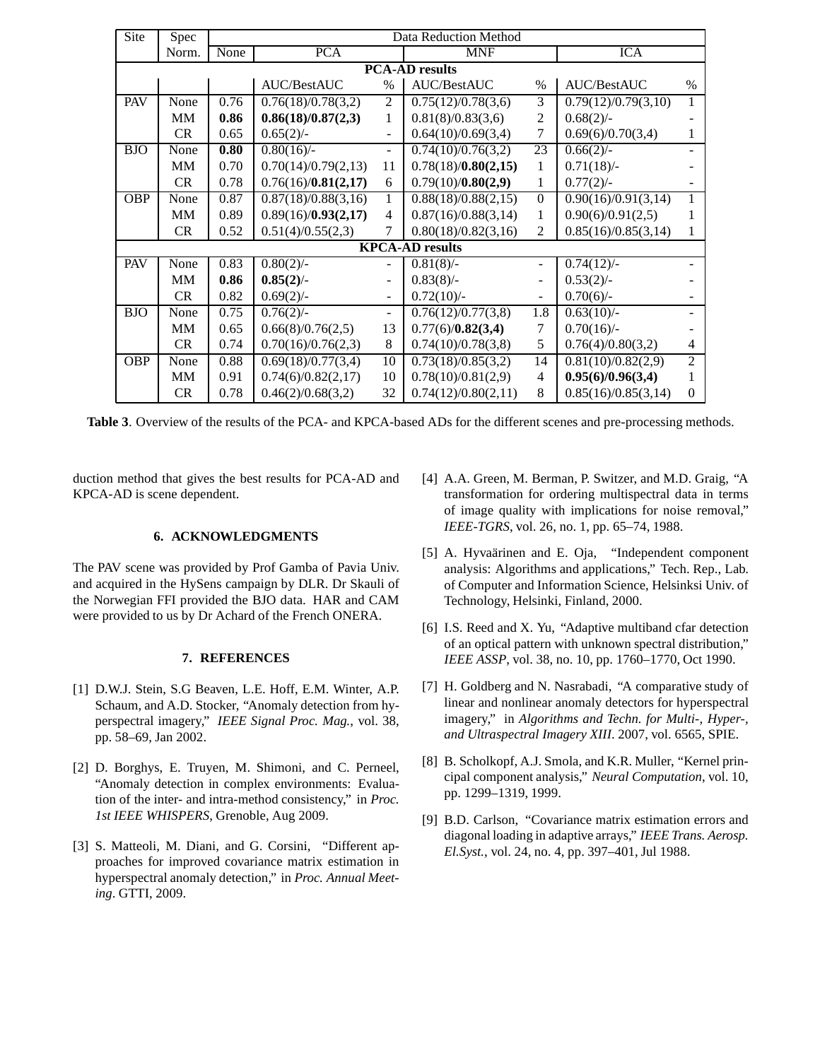| Site | Spec | Data Reduction Method | | | | | | |
|---|---|---|---|---|---|---|---|---|
| | Norm. | None | PCA | | MNF | | ICA | |
| **PCA-AD results** | | | | | | | | |
| | | | AUC/BestAUC | % | AUC/BestAUC | % | AUC/BestAUC | % |
| PAV | None | 0.76 | 0.76(18)/0.78(3,2) | 2 | 0.75(12)/0.78(3,6) | 3 | 0.79(12)/0.79(3,10) | 1 |
| | MM | **0.86** | **0.86(18)/0.87(2,3)** | 1 | 0.81(8)/0.83(3,6) | 2 | 0.68(2)/- | - |
| | CR | 0.65 | 0.65(2)/- | - | 0.64(10)/0.69(3,4) | 7 | 0.69(6)/0.70(3,4) | 1 |
| BJO | None | **0.80** | 0.80(16)/- | - | 0.74(10)/0.76(3,2) | 23 | 0.66(2)/- | - |
| | MM | 0.70 | 0.70(14)/0.79(2,13) | 11 | 0.78(18)/**0.80(2,15)** | 1 | 0.71(18)/- | - |
| | CR | 0.78 | 0.76(16)/**0.81(2,17)** | 6 | 0.79(10)/**0.80(2,9)** | 1 | 0.77(2)/- | - |
| OBP | None | 0.87 | 0.87(18)/0.88(3,16) | 1 | 0.88(18)/0.88(2,15) | 0 | 0.90(16)/0.91(3,14) | 1 |
| | MM | 0.89 | 0.89(16)/**0.93(2,17)** | 4 | 0.87(16)/0.88(3,14) | 1 | 0.90(6)/0.91(2,5) | 1 |
| | CR | 0.52 | 0.51(4)/0.55(2,3) | 7 | 0.80(18)/0.82(3,16) | 2 | 0.85(16)/0.85(3,14) | 1 |
| **KPCA-AD results** | | | | | | | | |
| PAV | None | 0.83 | 0.80(2)/- | - | 0.81(8)/- | - | 0.74(12)/- | - |
| | MM | **0.86** | **0.85(2)**/- | - | 0.83(8)/- | - | 0.53(2)/- | - |
| | CR | 0.82 | 0.69(2)/- | - | 0.72(10)/- | - | 0.70(6)/- | - |
| BJO | None | 0.75 | 0.76(2)/- | - | 0.76(12)/0.77(3,8) | 1.8 | 0.63(10)/- | - |
| | MM | 0.65 | 0.66(8)/0.76(2,5) | 13 | 0.77(6)/**0.82(3,4)** | 7 | 0.70(16)/- | - |
| | CR | 0.74 | 0.70(16)/0.76(2,3) | 8 | 0.74(10)/0.78(3,8) | 5 | 0.76(4)/0.80(3,2) | 4 |
| OBP | None | 0.88 | 0.69(18)/0.77(3,4) | 10 | 0.73(18)/0.85(3,2) | 14 | 0.81(10)/0.82(2,9) | 2 |
| | MM | 0.91 | 0.74(6)/0.82(2,17) | 10 | 0.78(10)/0.81(2,9) | 4 | **0.95(6)/0.96(3,4)** | 1 |
| | CR | 0.78 | 0.46(2)/0.68(3,2) | 32 | 0.74(12)/0.80(2,11) | 8 | 0.85(16)/0.85(3,14) | 0 |

**Table 3**. Overview of the results of the PCA- and KPCA-based ADs for the different scenes and pre-processing methods.

duction method that gives the best results for PCA-AD and KPCA-AD is scene dependent.

## 6. ACKNOWLEDGMENTS

The PAV scene was provided by Prof Gamba of Pavia Univ. and acquired in the HySens campaign by DLR. Dr Skauli of the Norwegian FFI provided the BJO data. HAR and CAM were provided to us by Dr Achard of the French ONERA.

## 7. REFERENCES

[1] D.W.J. Stein, S.G Beaven, L.E. Hoff, E.M. Winter, A.P. Schaum, and A.D. Stocker, "Anomaly detection from hyperspectral imagery," *IEEE Signal Proc. Mag.*, vol. 38, pp. 58–69, Jan 2002.

[2] D. Borghys, E. Truyen, M. Shimoni, and C. Perneel, "Anomaly detection in complex environments: Evaluation of the inter- and intra-method consistency," in *Proc. 1st IEEE WHISPERS*, Grenoble, Aug 2009.

[3] S. Matteoli, M. Diani, and G. Corsini, "Different approaches for improved covariance matrix estimation in hyperspectral anomaly detection," in *Proc. Annual Meeting*. GTTI, 2009.

[4] A.A. Green, M. Berman, P. Switzer, and M.D. Graig, "A transformation for ordering multispectral data in terms of image quality with implications for noise removal," *IEEE-TGRS*, vol. 26, no. 1, pp. 65–74, 1988.

[5] A. Hyvaärinen and E. Oja, "Independent component analysis: Algorithms and applications," Tech. Rep., Lab. of Computer and Information Science, Helsinksi Univ. of Technology, Helsinki, Finland, 2000.

[6] I.S. Reed and X. Yu, "Adaptive multiband cfar detection of an optical pattern with unknown spectral distribution," *IEEE ASSP*, vol. 38, no. 10, pp. 1760–1770, Oct 1990.

[7] H. Goldberg and N. Nasrabadi, "A comparative study of linear and nonlinear anomaly detectors for hyperspectral imagery," in *Algorithms and Techn. for Multi-, Hyper-, and Ultraspectral Imagery XIII*. 2007, vol. 6565, SPIE.

[8] B. Scholkopf, A.J. Smola, and K.R. Muller, "Kernel principal component analysis," *Neural Computation*, vol. 10, pp. 1299–1319, 1999.

[9] B.D. Carlson, "Covariance matrix estimation errors and diagonal loading in adaptive arrays," *IEEE Trans. Aerosp. El.Syst.*, vol. 24, no. 4, pp. 397–401, Jul 1988.